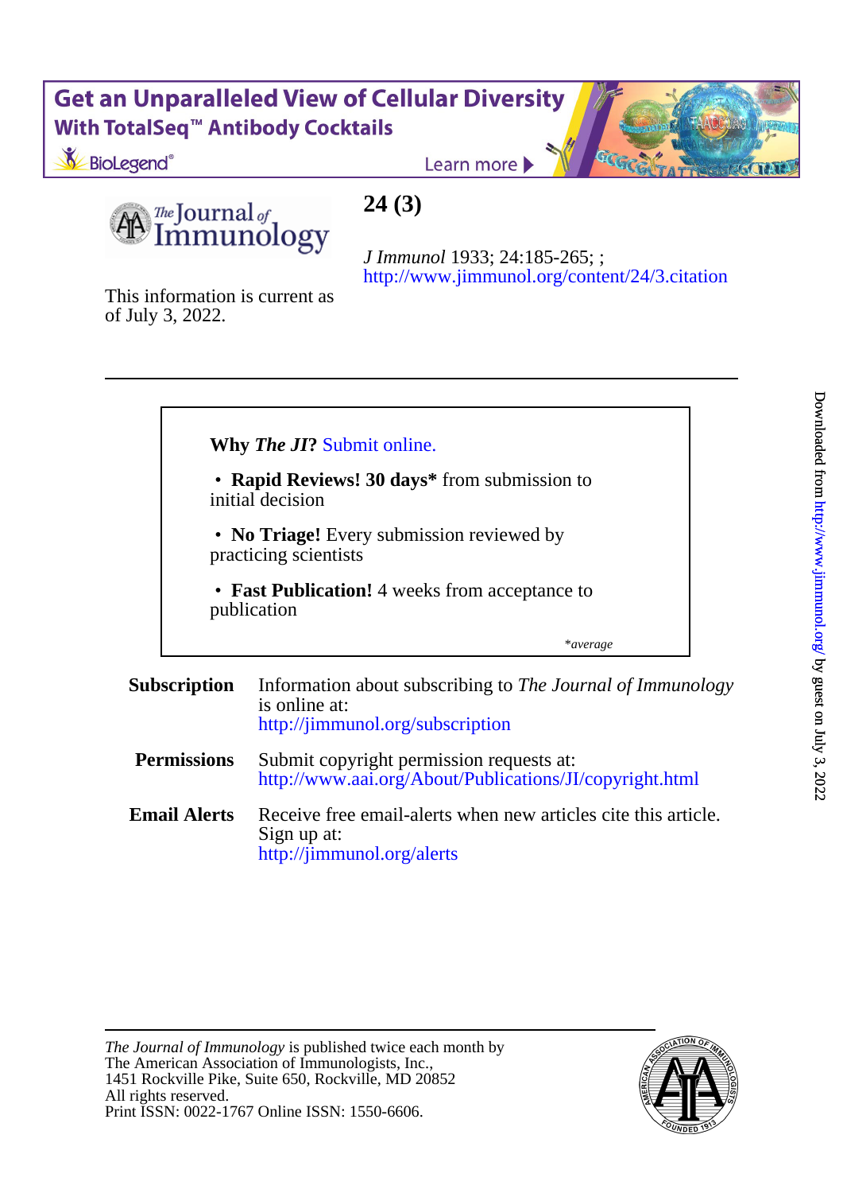Get an Unparalleled View of Cellular Diversity
With TotalSeq™ Antibody Cocktails

BioLegend®

Learn more

The Journal of Immunology

# 24 (3)

*J Immunol* 1933; 24:185-265; ;
http://www.jimmunol.org/content/24/3.citation

This information is current as of July 3, 2022.

---

**Why *The JI*?** Submit online.

- **Rapid Reviews! 30 days*** from submission to initial decision
- **No Triage!** Every submission reviewed by practicing scientists
- **Fast Publication!** 4 weeks from acceptance to publication

*\*average*

**Subscription** Information about subscribing to *The Journal of Immunology* is online at:
http://jimmunol.org/subscription

**Permissions** Submit copyright permission requests at:
http://www.aai.org/About/Publications/JI/copyright.html

**Email Alerts** Receive free email-alerts when new articles cite this article. Sign up at:
http://jimmunol.org/alerts

---

*The Journal of Immunology* is published twice each month by
The American Association of Immunologists, Inc.,
1451 Rockville Pike, Suite 650, Rockville, MD 20852
All rights reserved.
Print ISSN: 0022-1767 Online ISSN: 1550-6606.

Downloaded from http://www.jimmunol.org/ by guest on July 3, 2022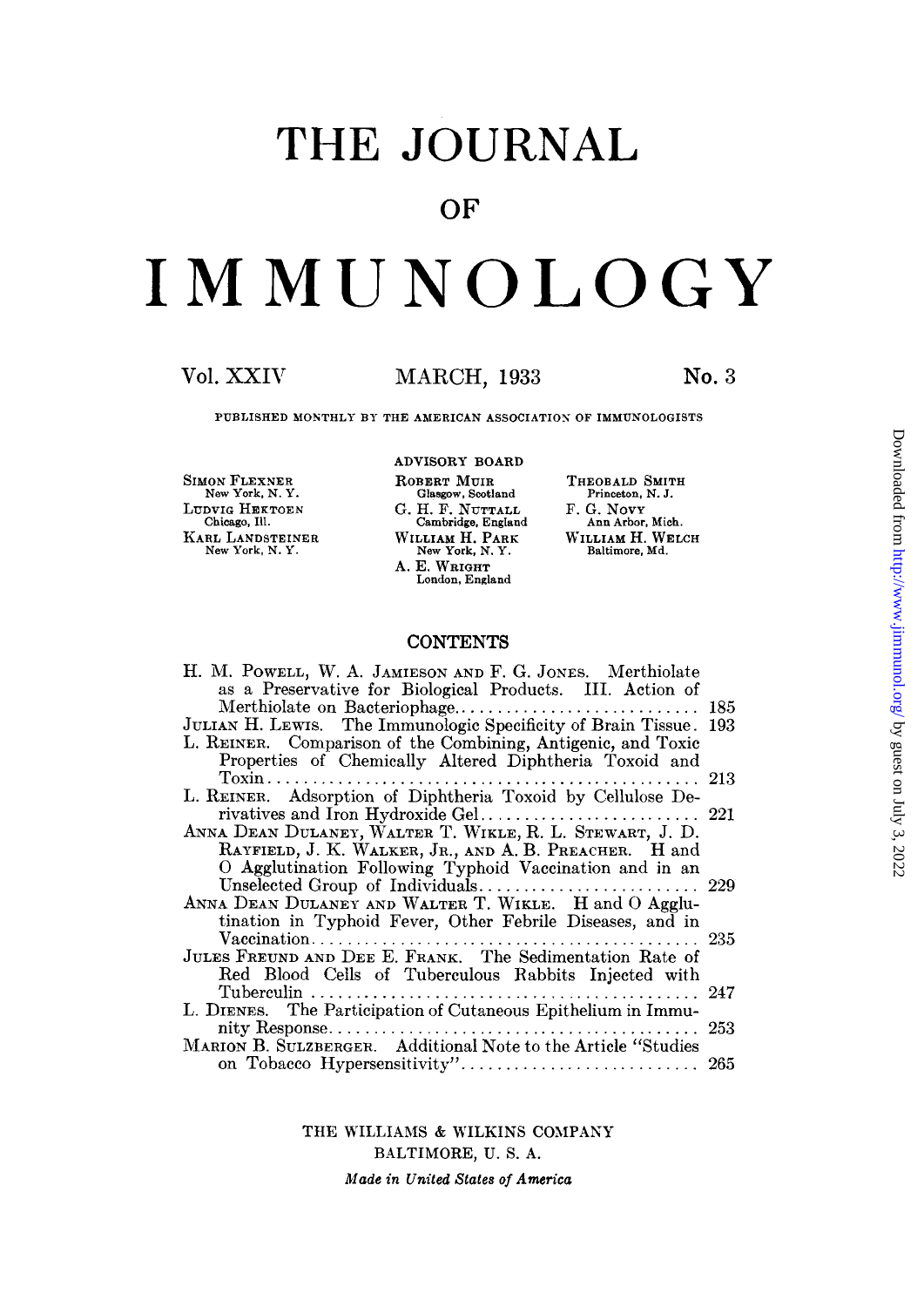# THE JOURNAL

# OF

# IMMUNOLOGY

Vol. XXIV — MARCH, 1933 — No. 3

PUBLISHED MONTHLY BY THE AMERICAN ASSOCIATION OF IMMUNOLOGISTS

ADVISORY BOARD

SIMON FLEXNER, New York, N. Y.
LUDVIG HEKTOEN, Chicago, Ill.
KARL LANDSTEINER, New York, N. Y.
ROBERT MUIR, Glasgow, Scotland
G. H. F. NUTTALL, Cambridge, England
WILLIAM H. PARK, New York, N. Y.
A. E. WRIGHT, London, England
THEOBALD SMITH, Princeton, N. J.
F. G. NOVY, Ann Arbor, Mich.
WILLIAM H. WELCH, Baltimore, Md.

## CONTENTS

H. M. POWELL, W. A. JAMIESON AND F. G. JONES. Merthiolate as a Preservative for Biological Products. III. Action of Merthiolate on Bacteriophage .......... 185

JULIAN H. LEWIS. The Immunologic Specificity of Brain Tissue. 193

L. REINER. Comparison of the Combining, Antigenic, and Toxic Properties of Chemically Altered Diphtheria Toxoid and Toxin .......... 213

L. REINER. Adsorption of Diphtheria Toxoid by Cellulose Derivatives and Iron Hydroxide Gel .......... 221

ANNA DEAN DULANEY, WALTER T. WIKLE, R. L. STEWART, J. D. RAYFIELD, J. K. WALKER, JR., AND A. B. PREACHER. H and O Agglutination Following Typhoid Vaccination and in an Unselected Group of Individuals .......... 229

ANNA DEAN DULANEY AND WALTER T. WIKLE. H and O Agglutination in Typhoid Fever, Other Febrile Diseases, and in Vaccination .......... 235

JULES FREUND AND DEE E. FRANK. The Sedimentation Rate of Red Blood Cells of Tuberculous Rabbits Injected with Tuberculin .......... 247

L. DIENES. The Participation of Cutaneous Epithelium in Immunity Response .......... 253

MARION B. SULZBERGER. Additional Note to the Article "Studies on Tobacco Hypersensitivity" .......... 265

THE WILLIAMS & WILKINS COMPANY
BALTIMORE, U. S. A.

*Made in United States of America*